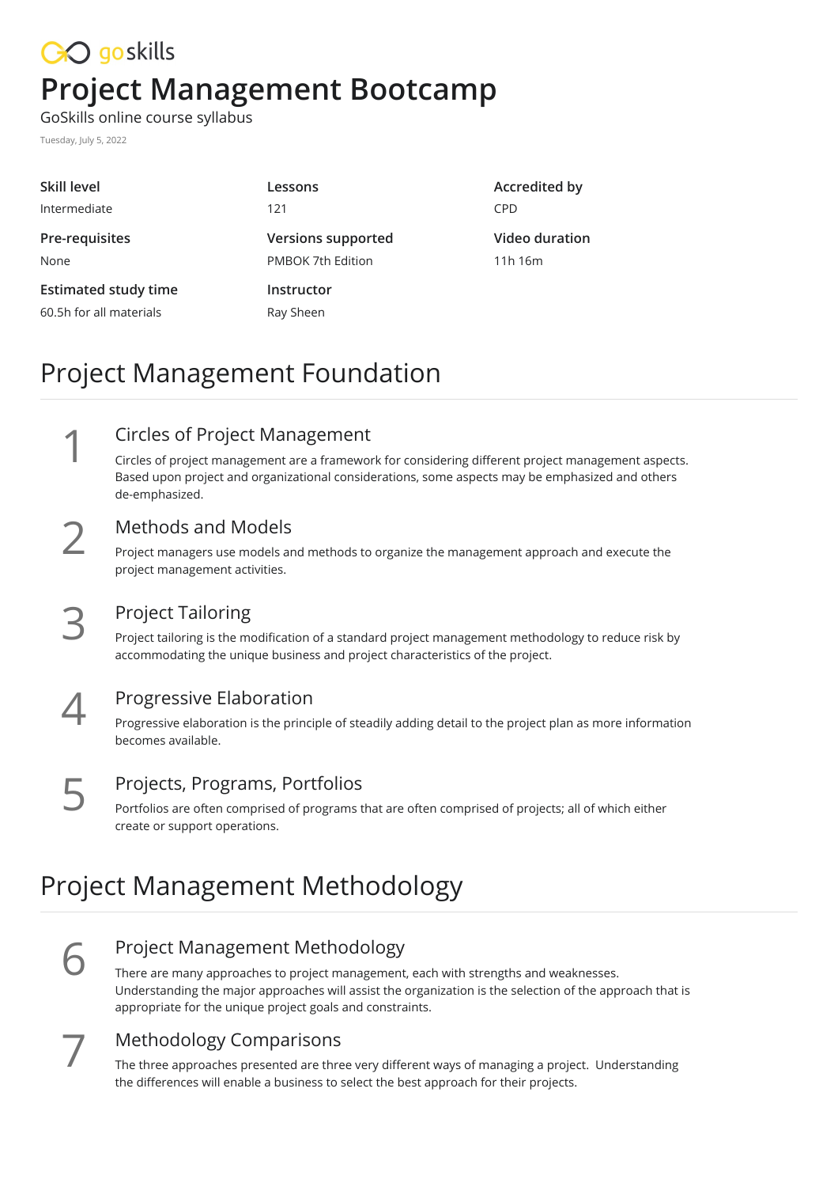goskills

# Project Management Bootcamp

GoSkills online course syllabus

Tuesday, July 5, 2022

| Skill level | Lessons | Accredited by |
| --- | --- | --- |
| Intermediate | 121 | CPD |
| **Pre-requisites** | **Versions supported** | **Video duration** |
| None | PMBOK 7th Edition | 11h 16m |
| **Estimated study time** | **Instructor** | |
| 60.5h for all materials | Ray Sheen | |

## Project Management Foundation

### 1 Circles of Project Management

Circles of project management are a framework for considering different project management aspects. Based upon project and organizational considerations, some aspects may be emphasized and others de-emphasized.

### 2 Methods and Models

Project managers use models and methods to organize the management approach and execute the project management activities.

### 3 Project Tailoring

Project tailoring is the modification of a standard project management methodology to reduce risk by accommodating the unique business and project characteristics of the project.

### 4 Progressive Elaboration

Progressive elaboration is the principle of steadily adding detail to the project plan as more information becomes available.

### 5 Projects, Programs, Portfolios

Portfolios are often comprised of programs that are often comprised of projects; all of which either create or support operations.

## Project Management Methodology

### 6 Project Management Methodology

There are many approaches to project management, each with strengths and weaknesses. Understanding the major approaches will assist the organization is the selection of the approach that is appropriate for the unique project goals and constraints.

### 7 Methodology Comparisons

The three approaches presented are three very different ways of managing a project.  Understanding the differences will enable a business to select the best approach for their projects.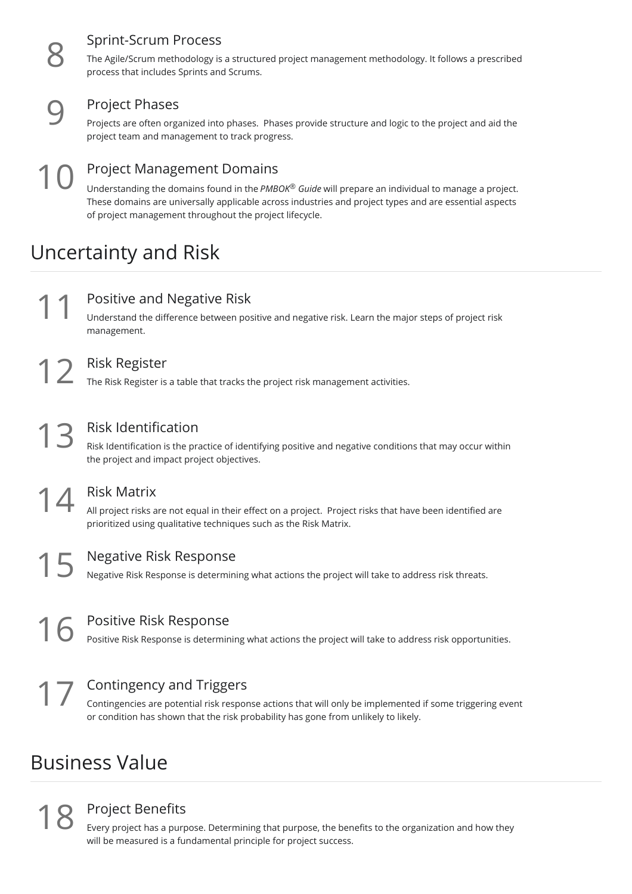### 8 Sprint-Scrum Process

The Agile/Scrum methodology is a structured project management methodology. It follows a prescribed process that includes Sprints and Scrums.

### 9 Project Phases

Projects are often organized into phases. Phases provide structure and logic to the project and aid the project team and management to track progress.

### 10 Project Management Domains

Understanding the domains found in the *PMBOK® Guide* will prepare an individual to manage a project. These domains are universally applicable across industries and project types and are essential aspects of project management throughout the project lifecycle.

## Uncertainty and Risk

### 11 Positive and Negative Risk

Understand the difference between positive and negative risk. Learn the major steps of project risk management.

### 12 Risk Register

The Risk Register is a table that tracks the project risk management activities.

### 13 Risk Identification

Risk Identification is the practice of identifying positive and negative conditions that may occur within the project and impact project objectives.

### 14 Risk Matrix

All project risks are not equal in their effect on a project. Project risks that have been identified are prioritized using qualitative techniques such as the Risk Matrix.

### 15 Negative Risk Response

Negative Risk Response is determining what actions the project will take to address risk threats.

### 16 Positive Risk Response

Positive Risk Response is determining what actions the project will take to address risk opportunities.

### 17 Contingency and Triggers

Contingencies are potential risk response actions that will only be implemented if some triggering event or condition has shown that the risk probability has gone from unlikely to likely.

## Business Value

### 18 Project Benefits

Every project has a purpose. Determining that purpose, the benefits to the organization and how they will be measured is a fundamental principle for project success.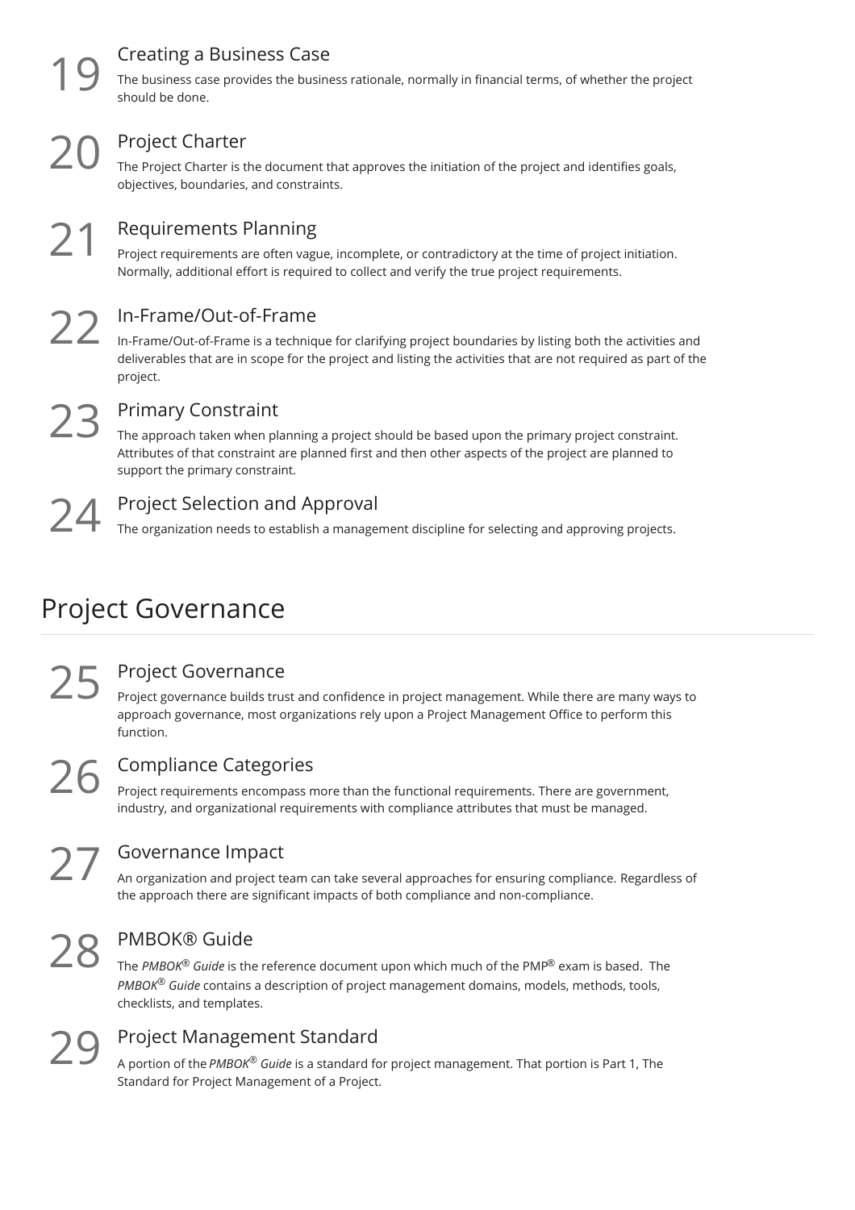## 19 Creating a Business Case

The business case provides the business rationale, normally in financial terms, of whether the project should be done.

## 20 Project Charter

The Project Charter is the document that approves the initiation of the project and identifies goals, objectives, boundaries, and constraints.

## 21 Requirements Planning

Project requirements are often vague, incomplete, or contradictory at the time of project initiation. Normally, additional effort is required to collect and verify the true project requirements.

## 22 In-Frame/Out-of-Frame

In-Frame/Out-of-Frame is a technique for clarifying project boundaries by listing both the activities and deliverables that are in scope for the project and listing the activities that are not required as part of the project.

## 23 Primary Constraint

The approach taken when planning a project should be based upon the primary project constraint. Attributes of that constraint are planned first and then other aspects of the project are planned to support the primary constraint.

## 24 Project Selection and Approval

The organization needs to establish a management discipline for selecting and approving projects.

# Project Governance

## 25 Project Governance

Project governance builds trust and confidence in project management. While there are many ways to approach governance, most organizations rely upon a Project Management Office to perform this function.

## 26 Compliance Categories

Project requirements encompass more than the functional requirements. There are government, industry, and organizational requirements with compliance attributes that must be managed.

## 27 Governance Impact

An organization and project team can take several approaches for ensuring compliance. Regardless of the approach there are significant impacts of both compliance and non-compliance.

## 28 PMBOK® Guide

The *PMBOK® Guide* is the reference document upon which much of the PMP® exam is based. The *PMBOK® Guide* contains a description of project management domains, models, methods, tools, checklists, and templates.

## 29 Project Management Standard

A portion of the *PMBOK® Guide* is a standard for project management. That portion is Part 1, The Standard for Project Management of a Project.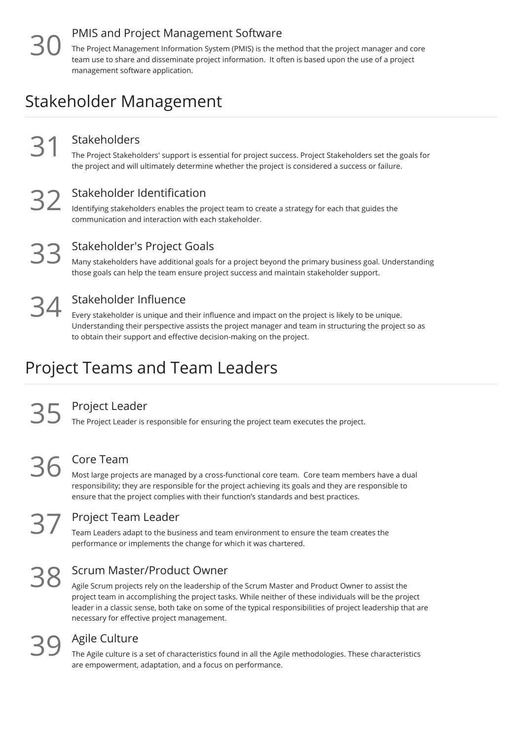### 30 PMIS and Project Management Software

The Project Management Information System (PMIS) is the method that the project manager and core team use to share and disseminate project information. It often is based upon the use of a project management software application.

## Stakeholder Management

### 31 Stakeholders

The Project Stakeholders' support is essential for project success. Project Stakeholders set the goals for the project and will ultimately determine whether the project is considered a success or failure.

### 32 Stakeholder Identification

Identifying stakeholders enables the project team to create a strategy for each that guides the communication and interaction with each stakeholder.

### 33 Stakeholder's Project Goals

Many stakeholders have additional goals for a project beyond the primary business goal. Understanding those goals can help the team ensure project success and maintain stakeholder support.

### 34 Stakeholder Influence

Every stakeholder is unique and their influence and impact on the project is likely to be unique. Understanding their perspective assists the project manager and team in structuring the project so as to obtain their support and effective decision-making on the project.

## Project Teams and Team Leaders

### 35 Project Leader

The Project Leader is responsible for ensuring the project team executes the project.

### 36 Core Team

Most large projects are managed by a cross-functional core team. Core team members have a dual responsibility; they are responsible for the project achieving its goals and they are responsible to ensure that the project complies with their function’s standards and best practices.

### 37 Project Team Leader

Team Leaders adapt to the business and team environment to ensure the team creates the performance or implements the change for which it was chartered.

### 38 Scrum Master/Product Owner

Agile Scrum projects rely on the leadership of the Scrum Master and Product Owner to assist the project team in accomplishing the project tasks. While neither of these individuals will be the project leader in a classic sense, both take on some of the typical responsibilities of project leadership that are necessary for effective project management.

### 39 Agile Culture

The Agile culture is a set of characteristics found in all the Agile methodologies. These characteristics are empowerment, adaptation, and a focus on performance.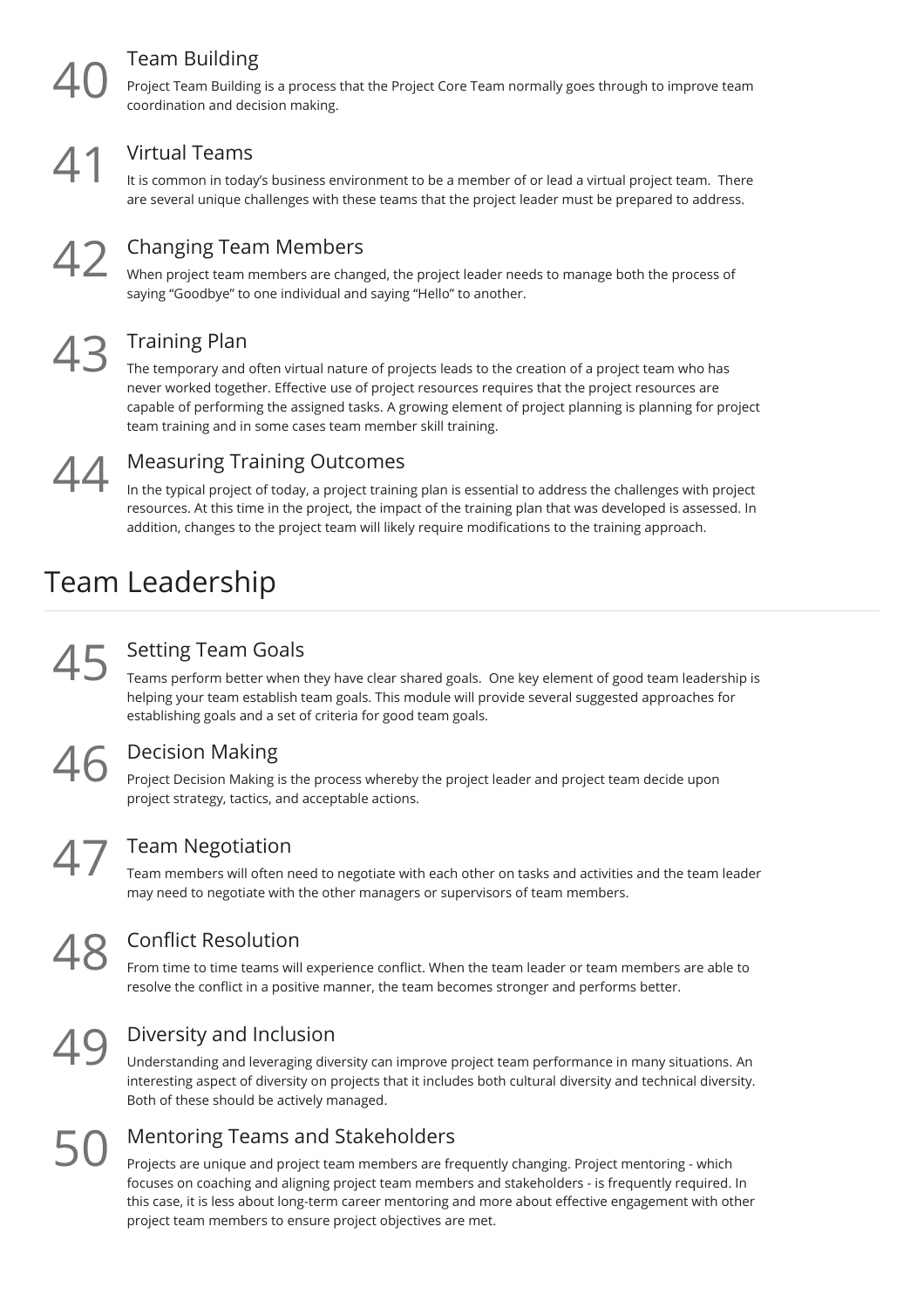### 40 Team Building

Project Team Building is a process that the Project Core Team normally goes through to improve team coordination and decision making.

### 41 Virtual Teams

It is common in today's business environment to be a member of or lead a virtual project team. There are several unique challenges with these teams that the project leader must be prepared to address.

### 42 Changing Team Members

When project team members are changed, the project leader needs to manage both the process of saying "Goodbye" to one individual and saying "Hello" to another.

### 43 Training Plan

The temporary and often virtual nature of projects leads to the creation of a project team who has never worked together. Effective use of project resources requires that the project resources are capable of performing the assigned tasks. A growing element of project planning is planning for project team training and in some cases team member skill training.

### 44 Measuring Training Outcomes

In the typical project of today, a project training plan is essential to address the challenges with project resources. At this time in the project, the impact of the training plan that was developed is assessed. In addition, changes to the project team will likely require modifications to the training approach.

## Team Leadership

### 45 Setting Team Goals

Teams perform better when they have clear shared goals. One key element of good team leadership is helping your team establish team goals. This module will provide several suggested approaches for establishing goals and a set of criteria for good team goals.

### 46 Decision Making

Project Decision Making is the process whereby the project leader and project team decide upon project strategy, tactics, and acceptable actions.

### 47 Team Negotiation

Team members will often need to negotiate with each other on tasks and activities and the team leader may need to negotiate with the other managers or supervisors of team members.

### 48 Conflict Resolution

From time to time teams will experience conflict. When the team leader or team members are able to resolve the conflict in a positive manner, the team becomes stronger and performs better.

### 49 Diversity and Inclusion

Understanding and leveraging diversity can improve project team performance in many situations. An interesting aspect of diversity on projects that it includes both cultural diversity and technical diversity. Both of these should be actively managed.

### 50 Mentoring Teams and Stakeholders

Projects are unique and project team members are frequently changing. Project mentoring - which focuses on coaching and aligning project team members and stakeholders - is frequently required. In this case, it is less about long-term career mentoring and more about effective engagement with other project team members to ensure project objectives are met.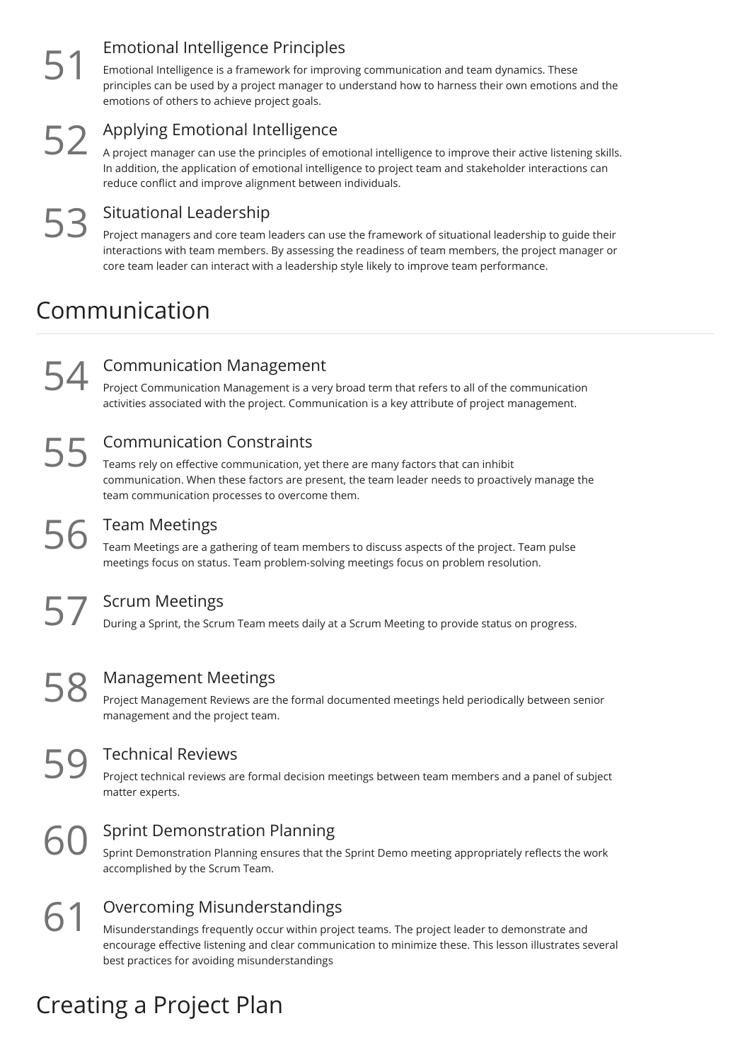### 51 Emotional Intelligence Principles

Emotional Intelligence is a framework for improving communication and team dynamics. These principles can be used by a project manager to understand how to harness their own emotions and the emotions of others to achieve project goals.

### 52 Applying Emotional Intelligence

A project manager can use the principles of emotional intelligence to improve their active listening skills. In addition, the application of emotional intelligence to project team and stakeholder interactions can reduce conflict and improve alignment between individuals.

### 53 Situational Leadership

Project managers and core team leaders can use the framework of situational leadership to guide their interactions with team members. By assessing the readiness of team members, the project manager or core team leader can interact with a leadership style likely to improve team performance.

## Communication

### 54 Communication Management

Project Communication Management is a very broad term that refers to all of the communication activities associated with the project. Communication is a key attribute of project management.

### 55 Communication Constraints

Teams rely on effective communication, yet there are many factors that can inhibit communication. When these factors are present, the team leader needs to proactively manage the team communication processes to overcome them.

### 56 Team Meetings

Team Meetings are a gathering of team members to discuss aspects of the project. Team pulse meetings focus on status. Team problem-solving meetings focus on problem resolution.

### 57 Scrum Meetings

During a Sprint, the Scrum Team meets daily at a Scrum Meeting to provide status on progress.

### 58 Management Meetings

Project Management Reviews are the formal documented meetings held periodically between senior management and the project team.

### 59 Technical Reviews

Project technical reviews are formal decision meetings between team members and a panel of subject matter experts.

### 60 Sprint Demonstration Planning

Sprint Demonstration Planning ensures that the Sprint Demo meeting appropriately reflects the work accomplished by the Scrum Team.

### 61 Overcoming Misunderstandings

Misunderstandings frequently occur within project teams. The project leader to demonstrate and encourage effective listening and clear communication to minimize these. This lesson illustrates several best practices for avoiding misunderstandings

## Creating a Project Plan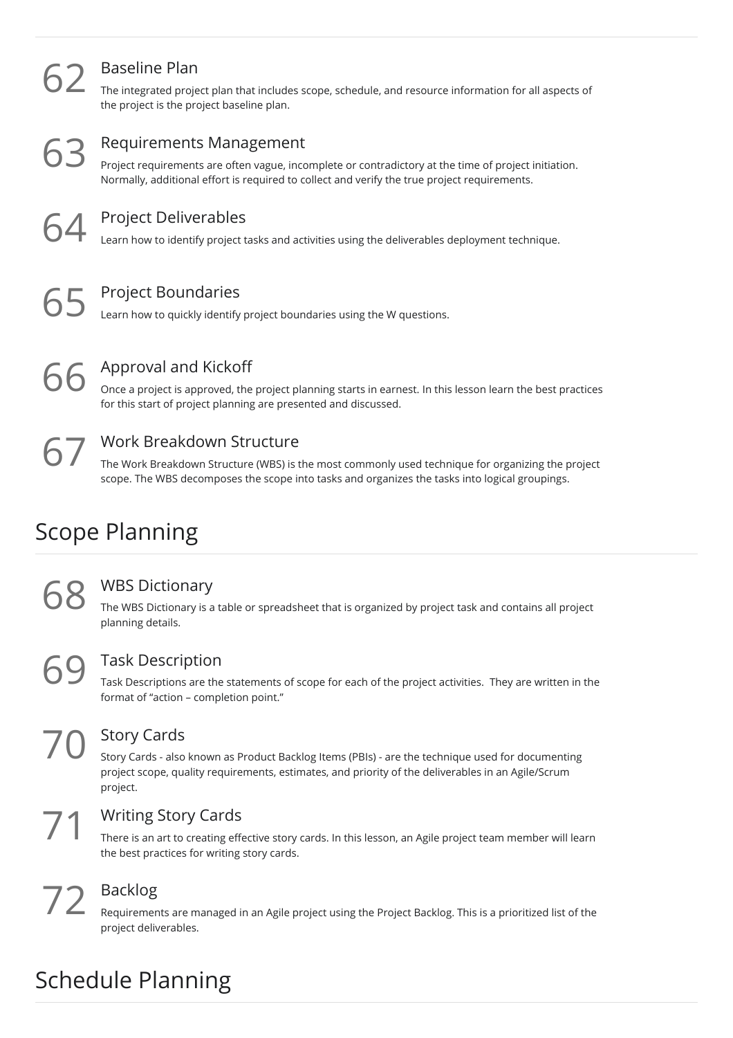### 62 Baseline Plan

The integrated project plan that includes scope, schedule, and resource information for all aspects of the project is the project baseline plan.

### 63 Requirements Management

Project requirements are often vague, incomplete or contradictory at the time of project initiation. Normally, additional effort is required to collect and verify the true project requirements.

### 64 Project Deliverables

Learn how to identify project tasks and activities using the deliverables deployment technique.

### 65 Project Boundaries

Learn how to quickly identify project boundaries using the W questions.

### 66 Approval and Kickoff

Once a project is approved, the project planning starts in earnest. In this lesson learn the best practices for this start of project planning are presented and discussed.

### 67 Work Breakdown Structure

The Work Breakdown Structure (WBS) is the most commonly used technique for organizing the project scope. The WBS decomposes the scope into tasks and organizes the tasks into logical groupings.

## Scope Planning

### 68 WBS Dictionary

The WBS Dictionary is a table or spreadsheet that is organized by project task and contains all project planning details.

### 69 Task Description

Task Descriptions are the statements of scope for each of the project activities. They are written in the format of "action – completion point."

### 70 Story Cards

Story Cards - also known as Product Backlog Items (PBIs) - are the technique used for documenting project scope, quality requirements, estimates, and priority of the deliverables in an Agile/Scrum project.

### 71 Writing Story Cards

There is an art to creating effective story cards. In this lesson, an Agile project team member will learn the best practices for writing story cards.

### 72 Backlog

Requirements are managed in an Agile project using the Project Backlog. This is a prioritized list of the project deliverables.

## Schedule Planning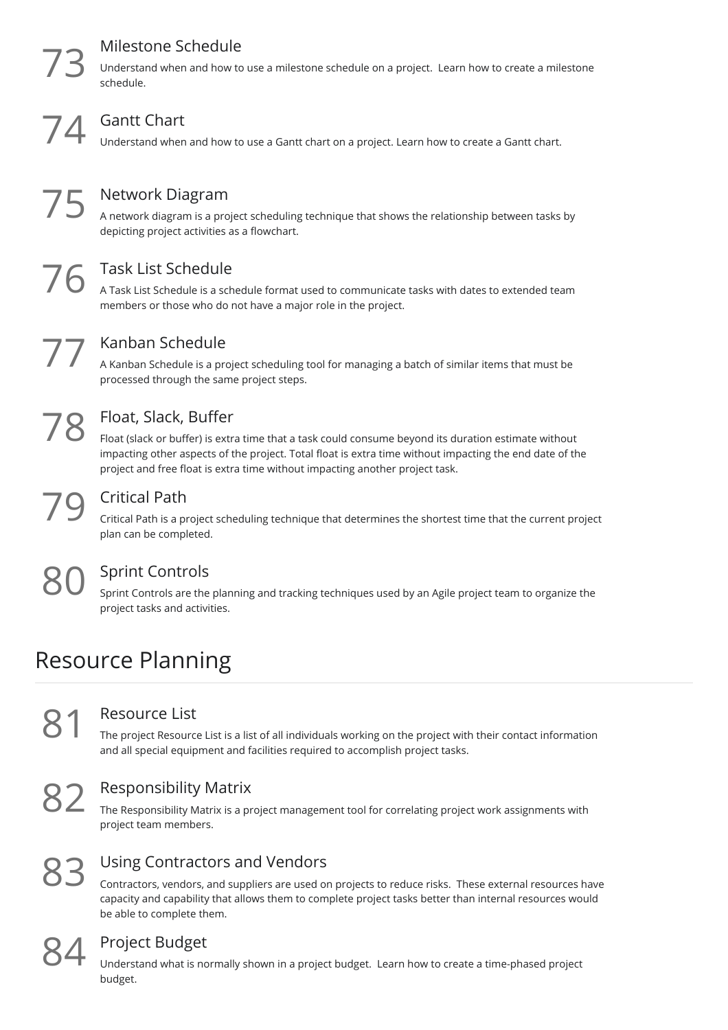### 73 Milestone Schedule

Understand when and how to use a milestone schedule on a project. Learn how to create a milestone schedule.

### 74 Gantt Chart

Understand when and how to use a Gantt chart on a project. Learn how to create a Gantt chart.

### 75 Network Diagram

A network diagram is a project scheduling technique that shows the relationship between tasks by depicting project activities as a flowchart.

### 76 Task List Schedule

A Task List Schedule is a schedule format used to communicate tasks with dates to extended team members or those who do not have a major role in the project.

### 77 Kanban Schedule

A Kanban Schedule is a project scheduling tool for managing a batch of similar items that must be processed through the same project steps.

### 78 Float, Slack, Buffer

Float (slack or buffer) is extra time that a task could consume beyond its duration estimate without impacting other aspects of the project. Total float is extra time without impacting the end date of the project and free float is extra time without impacting another project task.

### 79 Critical Path

Critical Path is a project scheduling technique that determines the shortest time that the current project plan can be completed.

### 80 Sprint Controls

Sprint Controls are the planning and tracking techniques used by an Agile project team to organize the project tasks and activities.

## Resource Planning

### 81 Resource List

The project Resource List is a list of all individuals working on the project with their contact information and all special equipment and facilities required to accomplish project tasks.

### 82 Responsibility Matrix

The Responsibility Matrix is a project management tool for correlating project work assignments with project team members.

### 83 Using Contractors and Vendors

Contractors, vendors, and suppliers are used on projects to reduce risks. These external resources have capacity and capability that allows them to complete project tasks better than internal resources would be able to complete them.

### 84 Project Budget

Understand what is normally shown in a project budget. Learn how to create a time-phased project budget.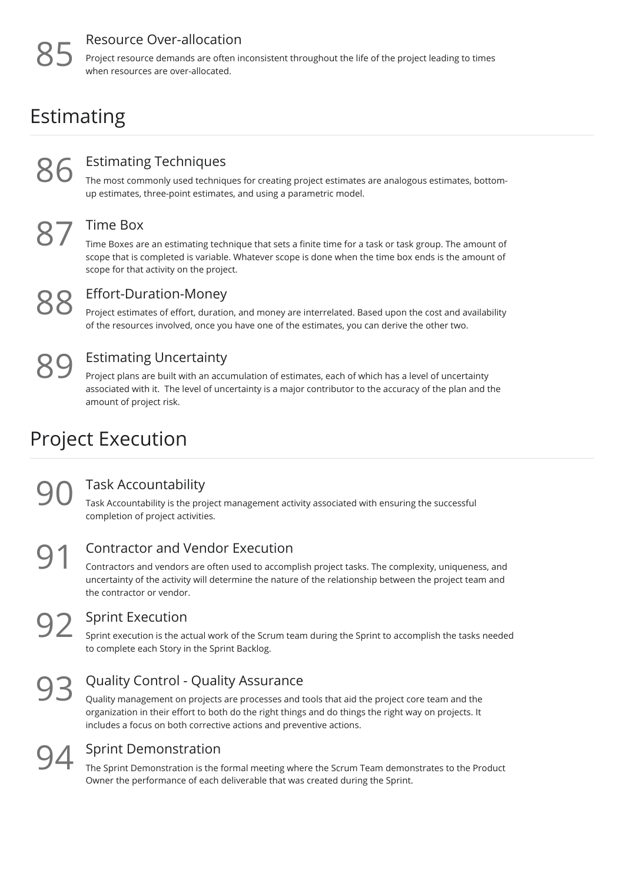### 85 Resource Over-allocation

Project resource demands are often inconsistent throughout the life of the project leading to times when resources are over-allocated.

## Estimating

### 86 Estimating Techniques

The most commonly used techniques for creating project estimates are analogous estimates, bottom-up estimates, three-point estimates, and using a parametric model.

### 87 Time Box

Time Boxes are an estimating technique that sets a finite time for a task or task group. The amount of scope that is completed is variable. Whatever scope is done when the time box ends is the amount of scope for that activity on the project.

### 88 Effort-Duration-Money

Project estimates of effort, duration, and money are interrelated. Based upon the cost and availability of the resources involved, once you have one of the estimates, you can derive the other two.

### 89 Estimating Uncertainty

Project plans are built with an accumulation of estimates, each of which has a level of uncertainty associated with it. The level of uncertainty is a major contributor to the accuracy of the plan and the amount of project risk.

## Project Execution

### 90 Task Accountability

Task Accountability is the project management activity associated with ensuring the successful completion of project activities.

### 91 Contractor and Vendor Execution

Contractors and vendors are often used to accomplish project tasks. The complexity, uniqueness, and uncertainty of the activity will determine the nature of the relationship between the project team and the contractor or vendor.

### 92 Sprint Execution

Sprint execution is the actual work of the Scrum team during the Sprint to accomplish the tasks needed to complete each Story in the Sprint Backlog.

### 93 Quality Control - Quality Assurance

Quality management on projects are processes and tools that aid the project core team and the organization in their effort to both do the right things and do things the right way on projects. It includes a focus on both corrective actions and preventive actions.

### 94 Sprint Demonstration

The Sprint Demonstration is the formal meeting where the Scrum Team demonstrates to the Product Owner the performance of each deliverable that was created during the Sprint.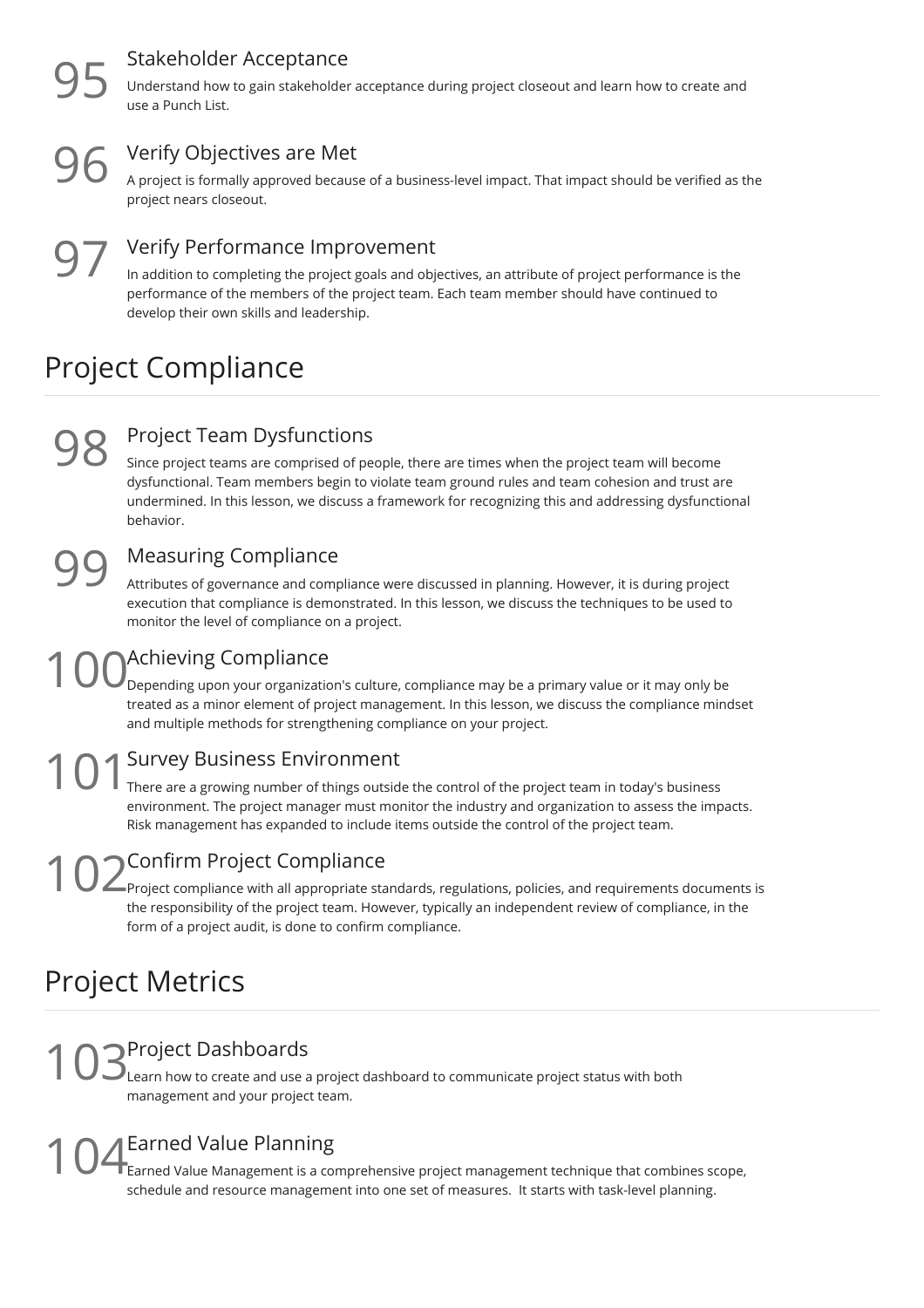### 95 Stakeholder Acceptance

Understand how to gain stakeholder acceptance during project closeout and learn how to create and use a Punch List.

### 96 Verify Objectives are Met

A project is formally approved because of a business-level impact. That impact should be verified as the project nears closeout.

### 97 Verify Performance Improvement

In addition to completing the project goals and objectives, an attribute of project performance is the performance of the members of the project team. Each team member should have continued to develop their own skills and leadership.

## Project Compliance

### 98 Project Team Dysfunctions

Since project teams are comprised of people, there are times when the project team will become dysfunctional. Team members begin to violate team ground rules and team cohesion and trust are undermined. In this lesson, we discuss a framework for recognizing this and addressing dysfunctional behavior.

### 99 Measuring Compliance

Attributes of governance and compliance were discussed in planning. However, it is during project execution that compliance is demonstrated. In this lesson, we discuss the techniques to be used to monitor the level of compliance on a project.

### 100 Achieving Compliance

Depending upon your organization's culture, compliance may be a primary value or it may only be treated as a minor element of project management. In this lesson, we discuss the compliance mindset and multiple methods for strengthening compliance on your project.

### 101 Survey Business Environment

There are a growing number of things outside the control of the project team in today's business environment. The project manager must monitor the industry and organization to assess the impacts. Risk management has expanded to include items outside the control of the project team.

### 102 Confirm Project Compliance

Project compliance with all appropriate standards, regulations, policies, and requirements documents is the responsibility of the project team. However, typically an independent review of compliance, in the form of a project audit, is done to confirm compliance.

## Project Metrics

### 103 Project Dashboards

Learn how to create and use a project dashboard to communicate project status with both management and your project team.

### 104 Earned Value Planning

Earned Value Management is a comprehensive project management technique that combines scope, schedule and resource management into one set of measures. It starts with task-level planning.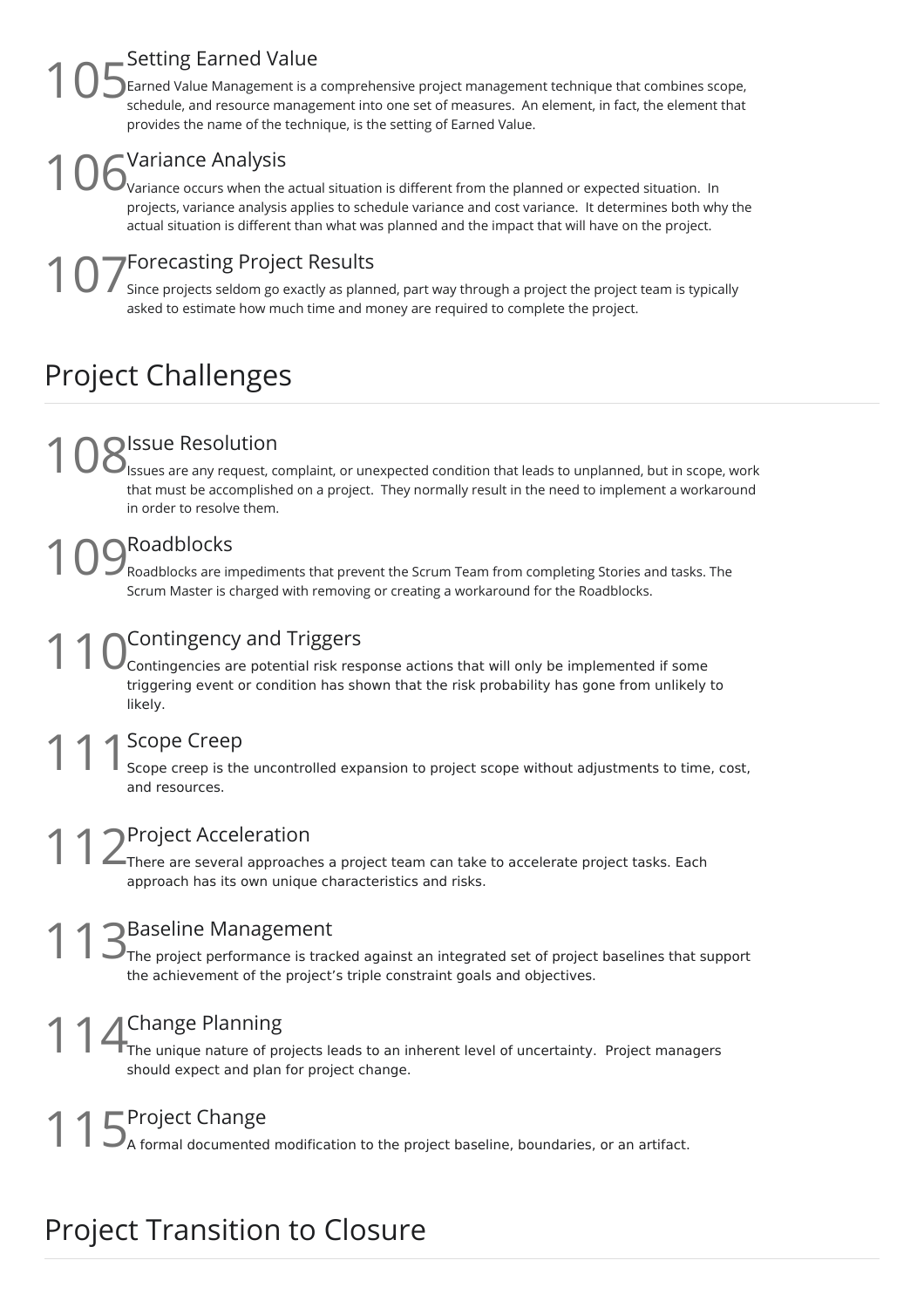### 105 Setting Earned Value

Earned Value Management is a comprehensive project management technique that combines scope, schedule, and resource management into one set of measures.  An element, in fact, the element that provides the name of the technique, is the setting of Earned Value.

### 106 Variance Analysis

Variance occurs when the actual situation is different from the planned or expected situation.  In projects, variance analysis applies to schedule variance and cost variance.  It determines both why the actual situation is different than what was planned and the impact that will have on the project.

### 107 Forecasting Project Results

Since projects seldom go exactly as planned, part way through a project the project team is typically asked to estimate how much time and money are required to complete the project.

## Project Challenges

### 108 Issue Resolution

Issues are any request, complaint, or unexpected condition that leads to unplanned, but in scope, work that must be accomplished on a project.  They normally result in the need to implement a workaround in order to resolve them.

### 109 Roadblocks

Roadblocks are impediments that prevent the Scrum Team from completing Stories and tasks. The Scrum Master is charged with removing or creating a workaround for the Roadblocks.

### 110 Contingency and Triggers

Contingencies are potential risk response actions that will only be implemented if some triggering event or condition has shown that the risk probability has gone from unlikely to likely.

### 111 Scope Creep

Scope creep is the uncontrolled expansion to project scope without adjustments to time, cost, and resources.

### 112 Project Acceleration

There are several approaches a project team can take to accelerate project tasks. Each approach has its own unique characteristics and risks.

### 113 Baseline Management

The project performance is tracked against an integrated set of project baselines that support the achievement of the project's triple constraint goals and objectives.

### 114 Change Planning

The unique nature of projects leads to an inherent level of uncertainty.  Project managers should expect and plan for project change.

### 115 Project Change

A formal documented modification to the project baseline, boundaries, or an artifact.

## Project Transition to Closure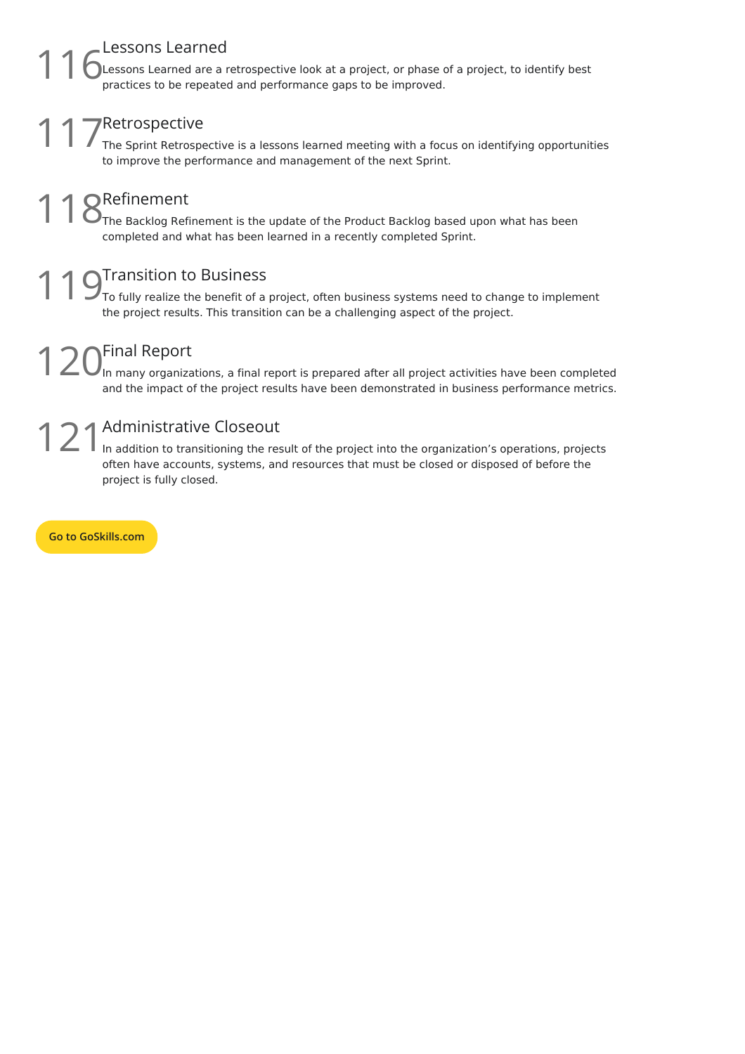## 116 Lessons Learned

Lessons Learned are a retrospective look at a project, or phase of a project, to identify best practices to be repeated and performance gaps to be improved.

## 117 Retrospective

The Sprint Retrospective is a lessons learned meeting with a focus on identifying opportunities to improve the performance and management of the next Sprint.

## 118 Refinement

The Backlog Refinement is the update of the Product Backlog based upon what has been completed and what has been learned in a recently completed Sprint.

## 119 Transition to Business

To fully realize the benefit of a project, often business systems need to change to implement the project results. This transition can be a challenging aspect of the project.

## 120 Final Report

In many organizations, a final report is prepared after all project activities have been completed and the impact of the project results have been demonstrated in business performance metrics.

## 121 Administrative Closeout

In addition to transitioning the result of the project into the organization's operations, projects often have accounts, systems, and resources that must be closed or disposed of before the project is fully closed.

Go to GoSkills.com